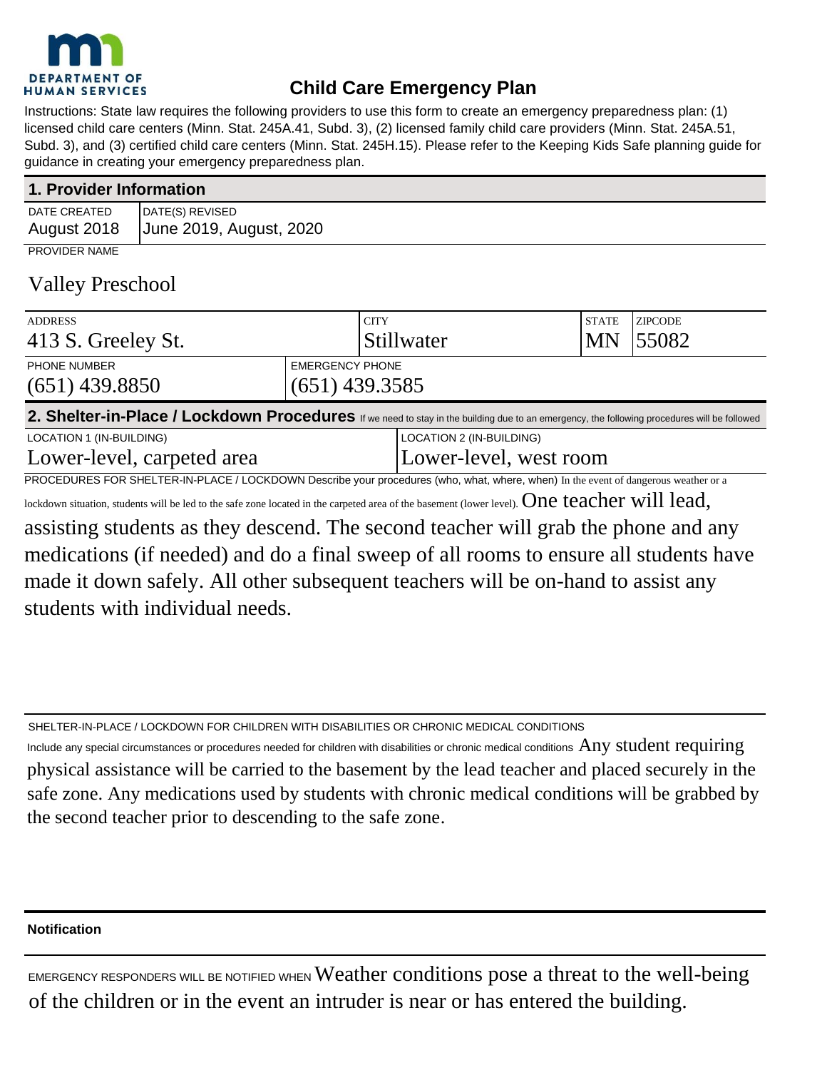DEPARTMENT OF HUMAN SERVICES

# Child Care Emergency Plan

Instructions: State law requires the following providers to use this form to create an emergency preparedness plan: (1) licensed child care centers (Minn. Stat. 245A.41, Subd. 3), (2) licensed family child care providers (Minn. Stat. 245A.51, Subd. 3), and (3) certified child care centers (Minn. Stat. 245H.15). Please refer to the Keeping Kids Safe planning guide for guidance in creating your emergency preparedness plan.

## 1. Provider Information

| DATE CREATED | DATE(S) REVISED |
|---|---|
| August 2018 | June 2019, August, 2020 |

PROVIDER NAME

Valley Preschool

| ADDRESS | CITY | STATE | ZIPCODE |
|---|---|---|---|
| 413 S. Greeley St. | Stillwater | MN | 55082 |

| PHONE NUMBER | EMERGENCY PHONE |
|---|---|
| (651) 439.8850 | (651) 439.3585 |

## 2. Shelter-in-Place / Lockdown Procedures

If we need to stay in the building due to an emergency, the following procedures will be followed

| LOCATION 1 (IN-BUILDING) | LOCATION 2 (IN-BUILDING) |
|---|---|
| Lower-level, carpeted area | Lower-level, west room |

PROCEDURES FOR SHELTER-IN-PLACE / LOCKDOWN Describe your procedures (who, what, where, when) In the event of dangerous weather or a lockdown situation, students will be led to the safe zone located in the carpeted area of the basement (lower level). One teacher will lead, assisting students as they descend. The second teacher will grab the phone and any medications (if needed) and do a final sweep of all rooms to ensure all students have made it down safely. All other subsequent teachers will be on-hand to assist any students with individual needs.

SHELTER-IN-PLACE / LOCKDOWN FOR CHILDREN WITH DISABILITIES OR CHRONIC MEDICAL CONDITIONS

Include any special circumstances or procedures needed for children with disabilities or chronic medical conditions Any student requiring physical assistance will be carried to the basement by the lead teacher and placed securely in the safe zone. Any medications used by students with chronic medical conditions will be grabbed by the second teacher prior to descending to the safe zone.

**Notification**

EMERGENCY RESPONDERS WILL BE NOTIFIED WHEN Weather conditions pose a threat to the well-being of the children or in the event an intruder is near or has entered the building.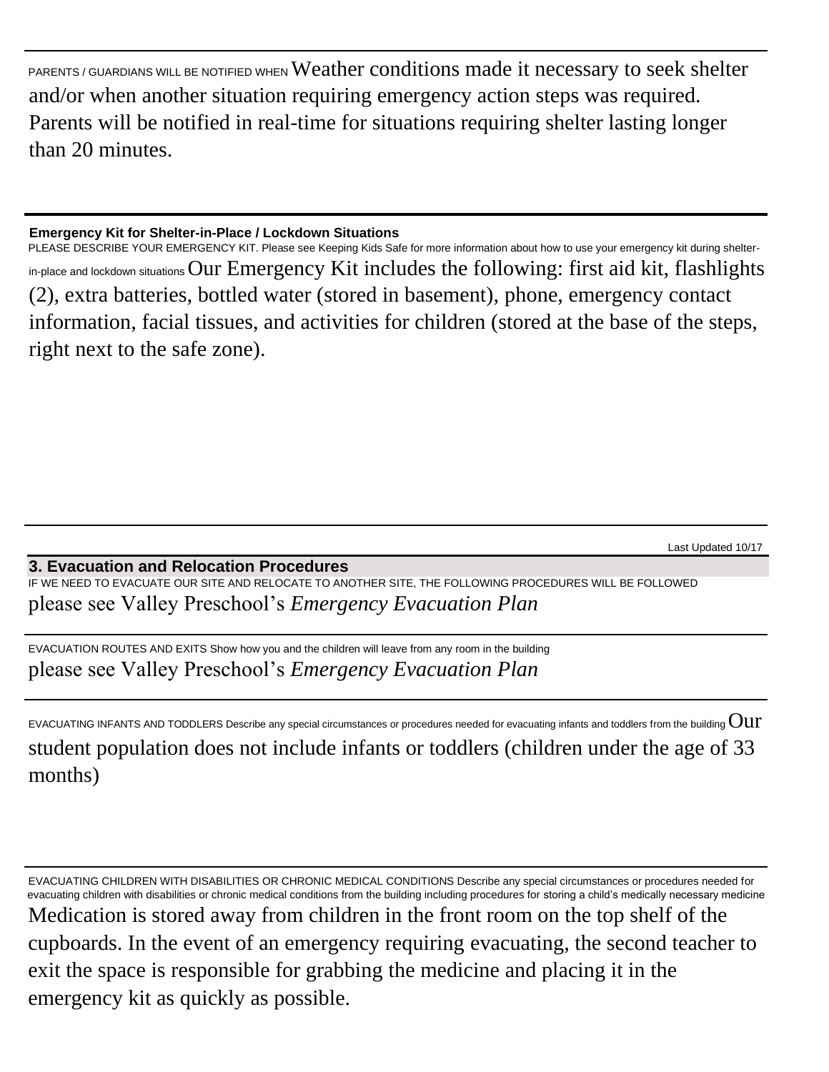PARENTS / GUARDIANS WILL BE NOTIFIED WHEN Weather conditions made it necessary to seek shelter and/or when another situation requiring emergency action steps was required. Parents will be notified in real-time for situations requiring shelter lasting longer than 20 minutes.

**Emergency Kit for Shelter-in-Place / Lockdown Situations**

PLEASE DESCRIBE YOUR EMERGENCY KIT. Please see Keeping Kids Safe for more information about how to use your emergency kit during shelter-in-place and lockdown situations Our Emergency Kit includes the following: first aid kit, flashlights (2), extra batteries, bottled water (stored in basement), phone, emergency contact information, facial tissues, and activities for children (stored at the base of the steps, right next to the safe zone).

Last Updated 10/17

## 3. Evacuation and Relocation Procedures

IF WE NEED TO EVACUATE OUR SITE AND RELOCATE TO ANOTHER SITE, THE FOLLOWING PROCEDURES WILL BE FOLLOWED

please see Valley Preschool's *Emergency Evacuation Plan*

EVACUATION ROUTES AND EXITS Show how you and the children will leave from any room in the building

please see Valley Preschool's *Emergency Evacuation Plan*

EVACUATING INFANTS AND TODDLERS Describe any special circumstances or procedures needed for evacuating infants and toddlers from the building Our student population does not include infants or toddlers (children under the age of 33 months)

EVACUATING CHILDREN WITH DISABILITIES OR CHRONIC MEDICAL CONDITIONS Describe any special circumstances or procedures needed for evacuating children with disabilities or chronic medical conditions from the building including procedures for storing a child's medically necessary medicine

Medication is stored away from children in the front room on the top shelf of the cupboards. In the event of an emergency requiring evacuating, the second teacher to exit the space is responsible for grabbing the medicine and placing it in the emergency kit as quickly as possible.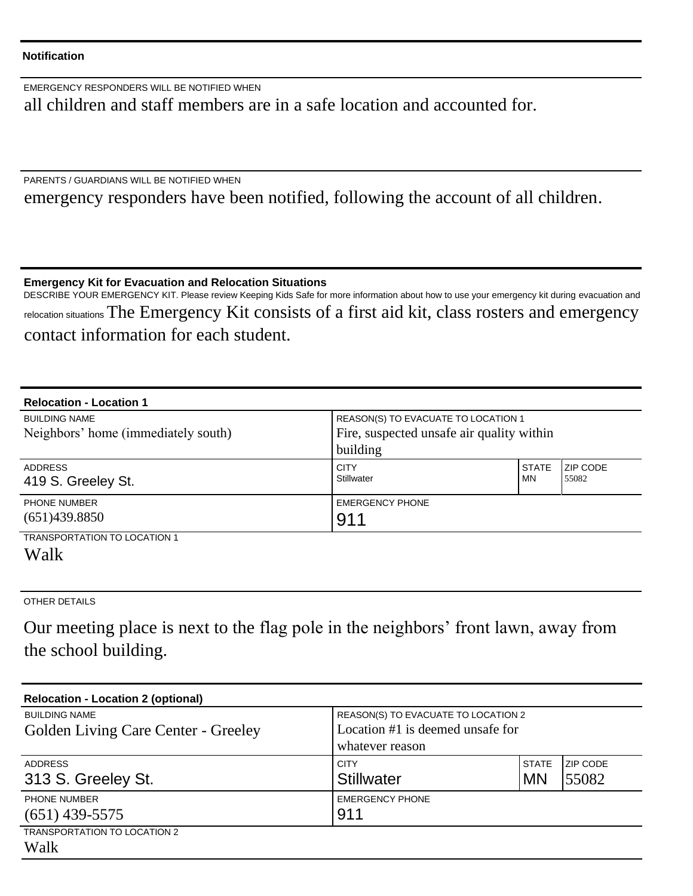### Notification

EMERGENCY RESPONDERS WILL BE NOTIFIED WHEN

all children and staff members are in a safe location and accounted for.

PARENTS / GUARDIANS WILL BE NOTIFIED WHEN

emergency responders have been notified, following the account of all children.

### Emergency Kit for Evacuation and Relocation Situations

DESCRIBE YOUR EMERGENCY KIT. Please review Keeping Kids Safe for more information about how to use your emergency kit during evacuation and relocation situations The Emergency Kit consists of a first aid kit, class rosters and emergency contact information for each student.

### Relocation - Location 1

| BUILDING NAME | REASON(S) TO EVACUATE TO LOCATION 1 | | |
|---|---|---|---|
| Neighbors' home (immediately south) | Fire, suspected unsafe air quality within building | | |
| ADDRESS | CITY | STATE | ZIP CODE |
| 419 S. Greeley St. | Stillwater | MN | 55082 |
| PHONE NUMBER | EMERGENCY PHONE | | |
| (651)439.8850 | 911 | | |

TRANSPORTATION TO LOCATION 1

Walk

OTHER DETAILS

Our meeting place is next to the flag pole in the neighbors' front lawn, away from the school building.

### Relocation - Location 2 (optional)

| BUILDING NAME | REASON(S) TO EVACUATE TO LOCATION 2 | | |
|---|---|---|---|
| Golden Living Care Center - Greeley | Location #1 is deemed unsafe for whatever reason | | |
| ADDRESS | CITY | STATE | ZIP CODE |
| 313 S. Greeley St. | Stillwater | MN | 55082 |
| PHONE NUMBER | EMERGENCY PHONE | | |
| (651) 439-5575 | 911 | | |

TRANSPORTATION TO LOCATION 2

Walk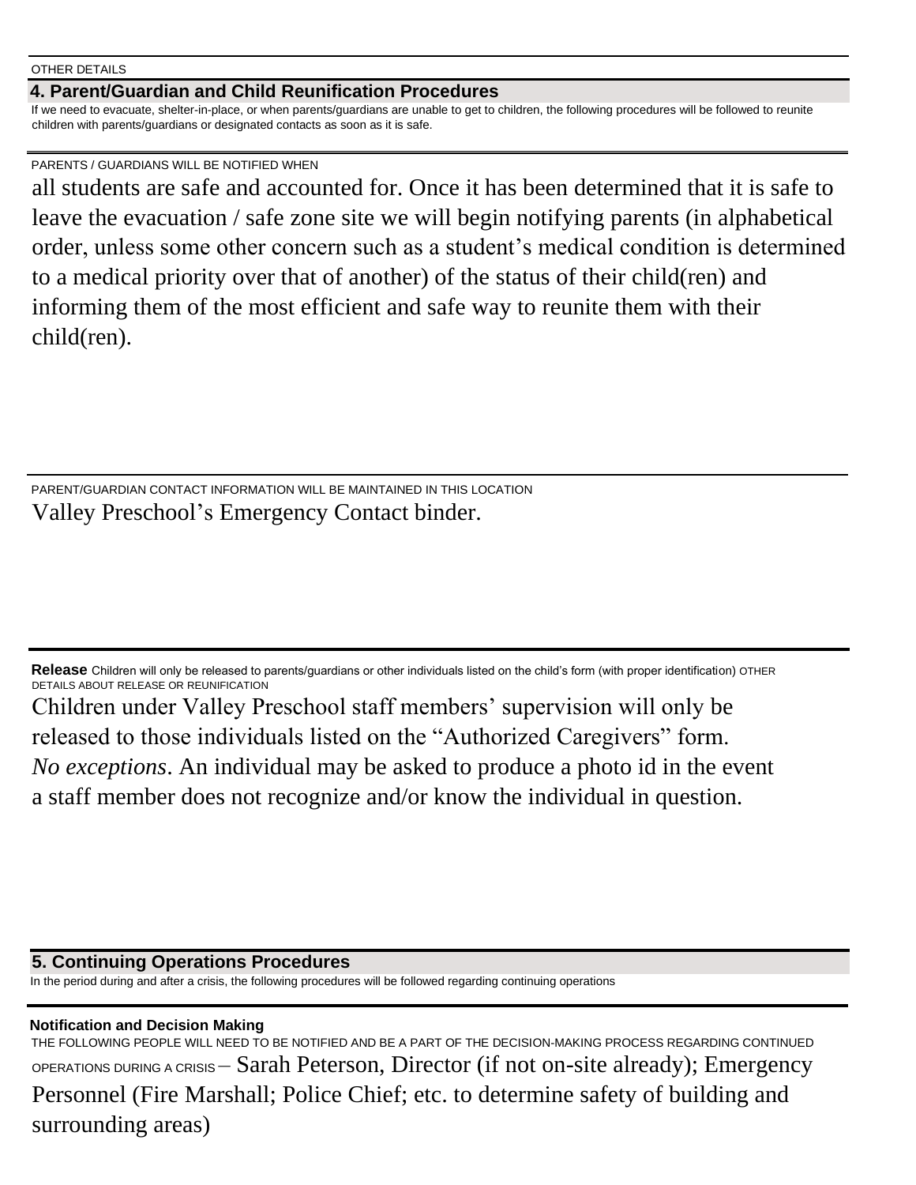OTHER DETAILS

## 4. Parent/Guardian and Child Reunification Procedures

If we need to evacuate, shelter-in-place, or when parents/guardians are unable to get to children, the following procedures will be followed to reunite children with parents/guardians or designated contacts as soon as it is safe.

PARENTS / GUARDIANS WILL BE NOTIFIED WHEN

all students are safe and accounted for. Once it has been determined that it is safe to leave the evacuation / safe zone site we will begin notifying parents (in alphabetical order, unless some other concern such as a student's medical condition is determined to a medical priority over that of another) of the status of their child(ren) and informing them of the most efficient and safe way to reunite them with their child(ren).

PARENT/GUARDIAN CONTACT INFORMATION WILL BE MAINTAINED IN THIS LOCATION

Valley Preschool's Emergency Contact binder.

**Release** Children will only be released to parents/guardians or other individuals listed on the child's form (with proper identification) OTHER DETAILS ABOUT RELEASE OR REUNIFICATION

Children under Valley Preschool staff members' supervision will only be released to those individuals listed on the "Authorized Caregivers" form. *No exceptions*. An individual may be asked to produce a photo id in the event a staff member does not recognize and/or know the individual in question.

## 5. Continuing Operations Procedures

In the period during and after a crisis, the following procedures will be followed regarding continuing operations

**Notification and Decision Making**

THE FOLLOWING PEOPLE WILL NEED TO BE NOTIFIED AND BE A PART OF THE DECISION-MAKING PROCESS REGARDING CONTINUED OPERATIONS DURING A CRISIS – Sarah Peterson, Director (if not on-site already); Emergency Personnel (Fire Marshall; Police Chief; etc. to determine safety of building and surrounding areas)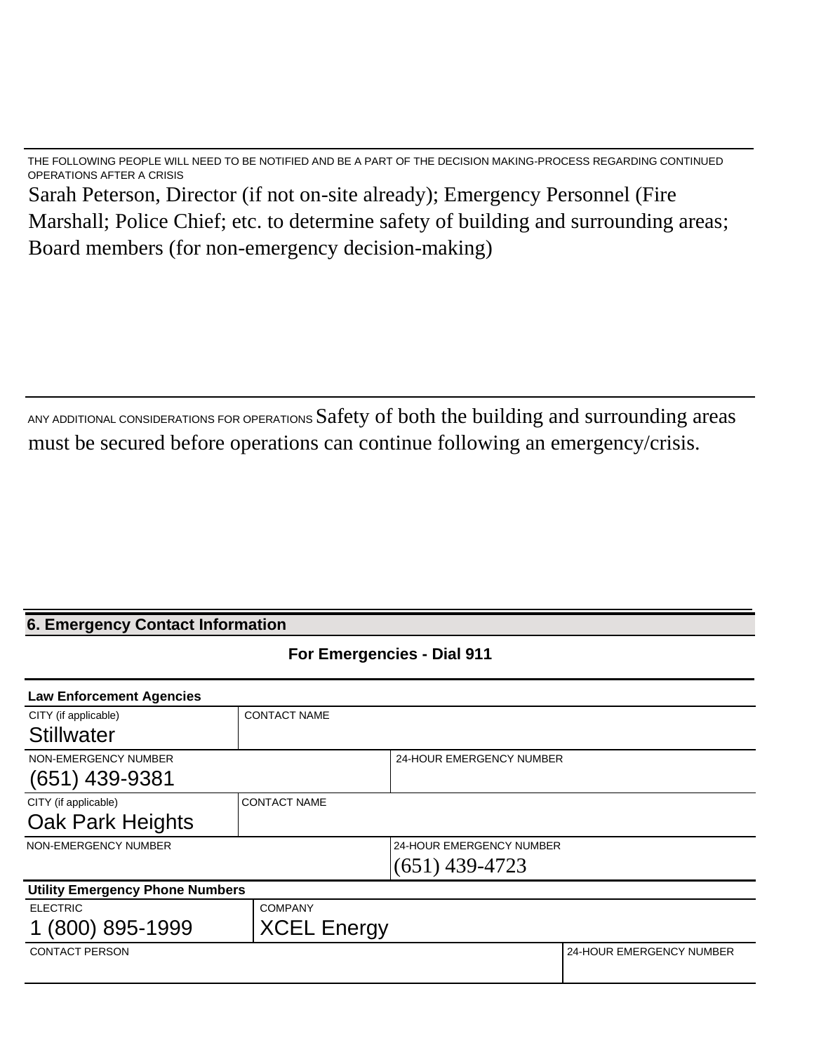THE FOLLOWING PEOPLE WILL NEED TO BE NOTIFIED AND BE A PART OF THE DECISION MAKING-PROCESS REGARDING CONTINUED OPERATIONS AFTER A CRISIS

Sarah Peterson, Director (if not on-site already); Emergency Personnel (Fire Marshall; Police Chief; etc. to determine safety of building and surrounding areas; Board members (for non-emergency decision-making)

ANY ADDITIONAL CONSIDERATIONS FOR OPERATIONS Safety of both the building and surrounding areas must be secured before operations can continue following an emergency/crisis.

## 6. Emergency Contact Information

**For Emergencies - Dial 911**

**Law Enforcement Agencies**

| CITY (if applicable) | CONTACT NAME |
|---|---|
| Stillwater | |

| NON-EMERGENCY NUMBER | 24-HOUR EMERGENCY NUMBER |
|---|---|
| (651) 439-9381 | |

| CITY (if applicable) | CONTACT NAME |
|---|---|
| Oak Park Heights | |

| NON-EMERGENCY NUMBER | 24-HOUR EMERGENCY NUMBER |
|---|---|
| | (651) 439-4723 |

**Utility Emergency Phone Numbers**

| ELECTRIC | COMPANY |
|---|---|
| 1 (800) 895-1999 | XCEL Energy |

| CONTACT PERSON | 24-HOUR EMERGENCY NUMBER |
|---|---|
| | |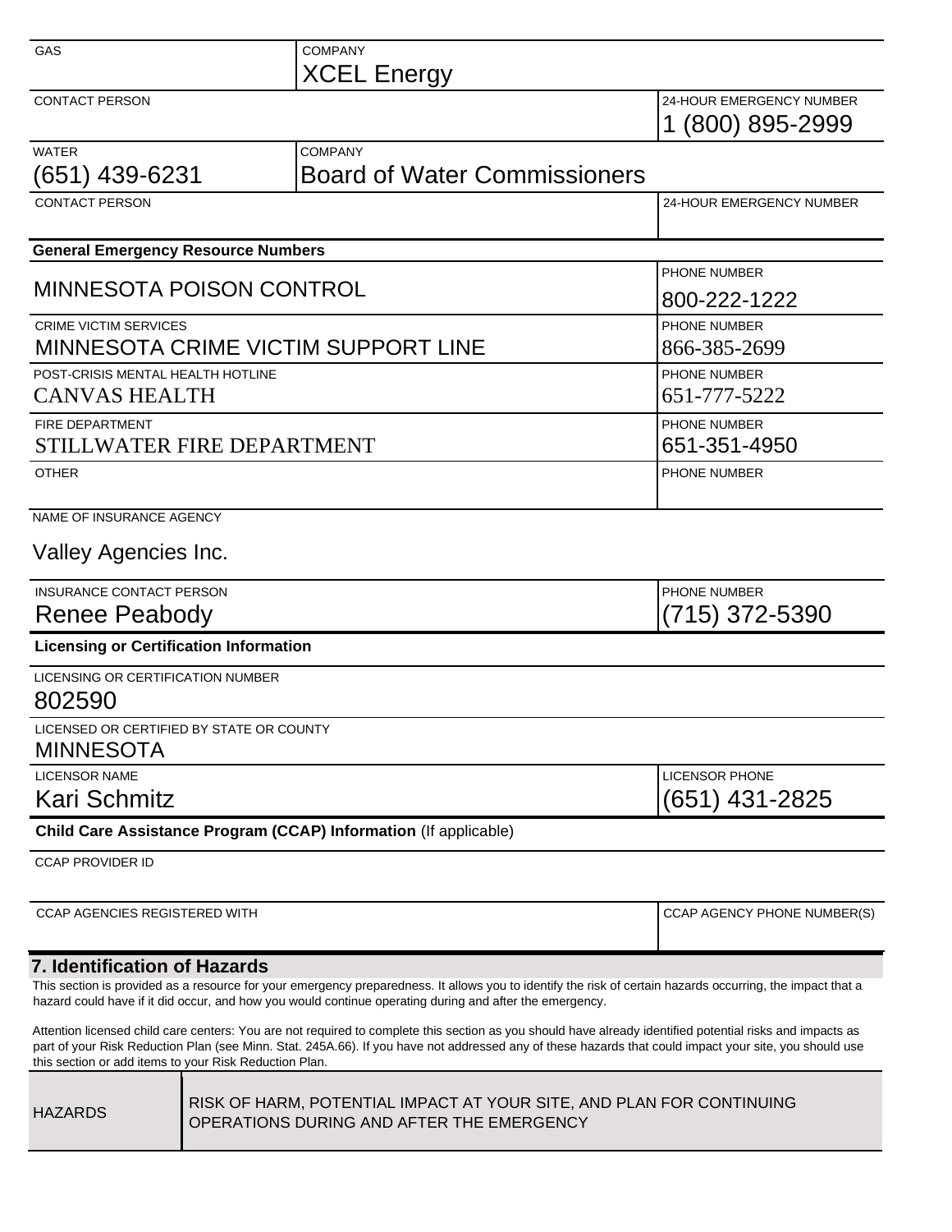| GAS | COMPANY | |
|---|---|---|
| | XCEL Energy | |
| CONTACT PERSON | | 24-HOUR EMERGENCY NUMBER |
| | | 1 (800) 895-2999 |

| WATER | COMPANY | |
|---|---|---|
| (651) 439-6231 | Board of Water Commissioners | |
| CONTACT PERSON | | 24-HOUR EMERGENCY NUMBER |
| | | |

**General Emergency Resource Numbers**

| | PHONE NUMBER |
|---|---|
| MINNESOTA POISON CONTROL | 800-222-1222 |
| CRIME VICTIM SERVICES<br>MINNESOTA CRIME VICTIM SUPPORT LINE | PHONE NUMBER<br>866-385-2699 |
| POST-CRISIS MENTAL HEALTH HOTLINE<br>CANVAS HEALTH | PHONE NUMBER<br>651-777-5222 |
| FIRE DEPARTMENT<br>STILLWATER FIRE DEPARTMENT | PHONE NUMBER<br>651-351-4950 |
| OTHER | PHONE NUMBER |

NAME OF INSURANCE AGENCY

Valley Agencies Inc.

| INSURANCE CONTACT PERSON | PHONE NUMBER |
|---|---|
| Renee Peabody | (715) 372-5390 |

**Licensing or Certification Information**

LICENSING OR CERTIFICATION NUMBER

802590

LICENSED OR CERTIFIED BY STATE OR COUNTY

MINNESOTA

| LICENSOR NAME | LICENSOR PHONE |
|---|---|
| Kari Schmitz | (651) 431-2825 |

**Child Care Assistance Program (CCAP) Information** (If applicable)

CCAP PROVIDER ID

| CCAP AGENCIES REGISTERED WITH | CCAP AGENCY PHONE NUMBER(S) |
|---|---|
| | |

## 7. Identification of Hazards

This section is provided as a resource for your emergency preparedness. It allows you to identify the risk of certain hazards occurring, the impact that a hazard could have if it did occur, and how you would continue operating during and after the emergency.

Attention licensed child care centers: You are not required to complete this section as you should have already identified potential risks and impacts as part of your Risk Reduction Plan (see Minn. Stat. 245A.66). If you have not addressed any of these hazards that could impact your site, you should use this section or add items to your Risk Reduction Plan.

| HAZARDS | RISK OF HARM, POTENTIAL IMPACT AT YOUR SITE, AND PLAN FOR CONTINUING OPERATIONS DURING AND AFTER THE EMERGENCY |
|---|---|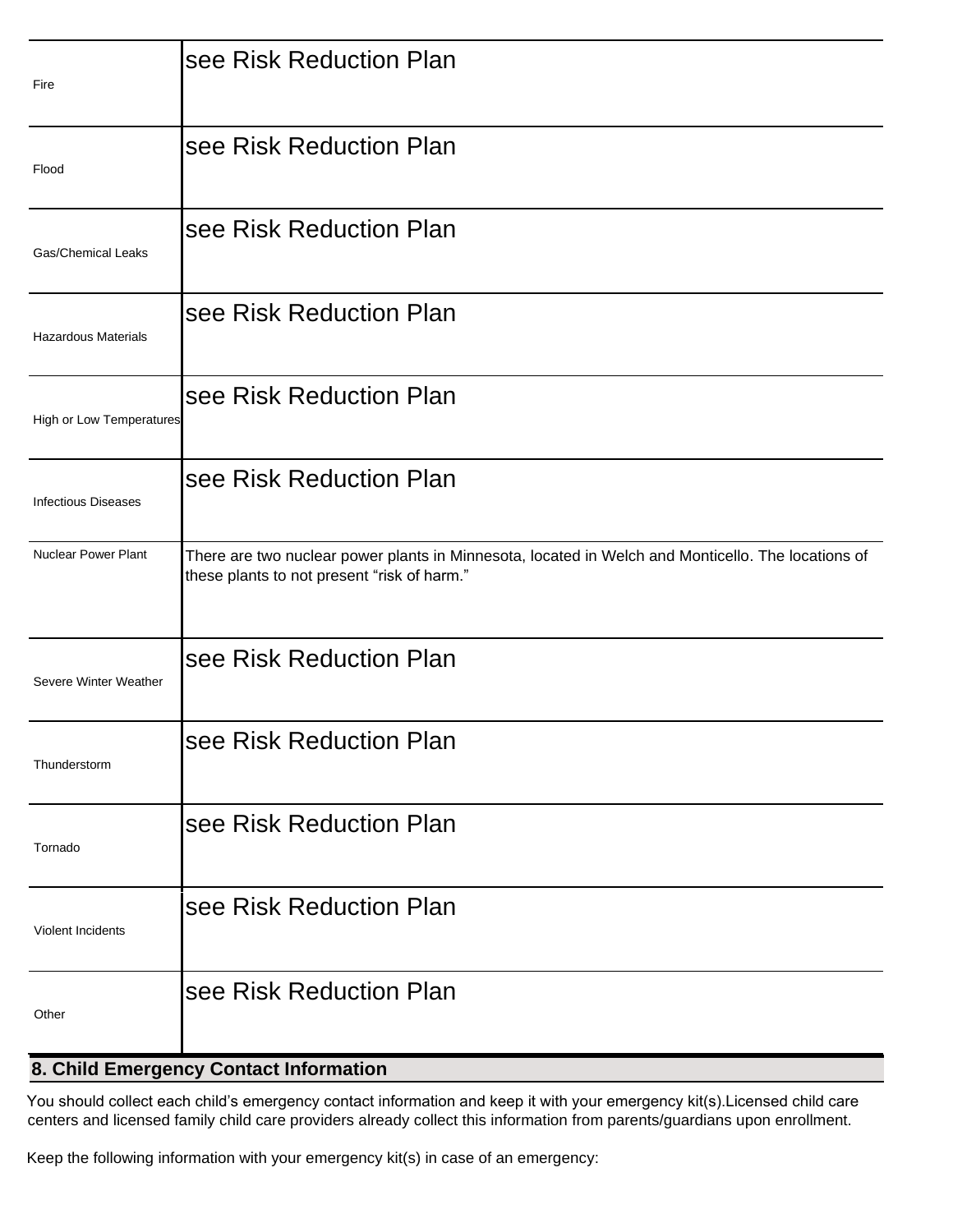| | |
|---|---|
| Fire | see Risk Reduction Plan |
| Flood | see Risk Reduction Plan |
| Gas/Chemical Leaks | see Risk Reduction Plan |
| Hazardous Materials | see Risk Reduction Plan |
| High or Low Temperatures | see Risk Reduction Plan |
| Infectious Diseases | see Risk Reduction Plan |
| Nuclear Power Plant | There are two nuclear power plants in Minnesota, located in Welch and Monticello. The locations of these plants to not present "risk of harm." |
| Severe Winter Weather | see Risk Reduction Plan |
| Thunderstorm | see Risk Reduction Plan |
| Tornado | see Risk Reduction Plan |
| Violent Incidents | see Risk Reduction Plan |
| Other | see Risk Reduction Plan |

## 8. Child Emergency Contact Information

You should collect each child's emergency contact information and keep it with your emergency kit(s).Licensed child care centers and licensed family child care providers already collect this information from parents/guardians upon enrollment.

Keep the following information with your emergency kit(s) in case of an emergency: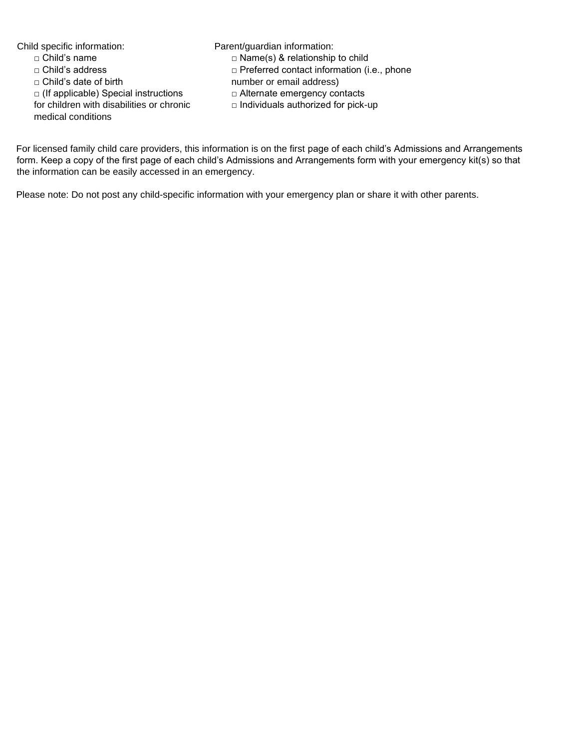Child specific information:

- □ Child's name
- □ Child's address
- □ Child's date of birth
- □ (If applicable) Special instructions for children with disabilities or chronic medical conditions

Parent/guardian information:

- □ Name(s) & relationship to child
- □ Preferred contact information (i.e., phone number or email address)
- □ Alternate emergency contacts
- □ Individuals authorized for pick-up

For licensed family child care providers, this information is on the first page of each child's Admissions and Arrangements form. Keep a copy of the first page of each child's Admissions and Arrangements form with your emergency kit(s) so that the information can be easily accessed in an emergency.

Please note: Do not post any child-specific information with your emergency plan or share it with other parents.